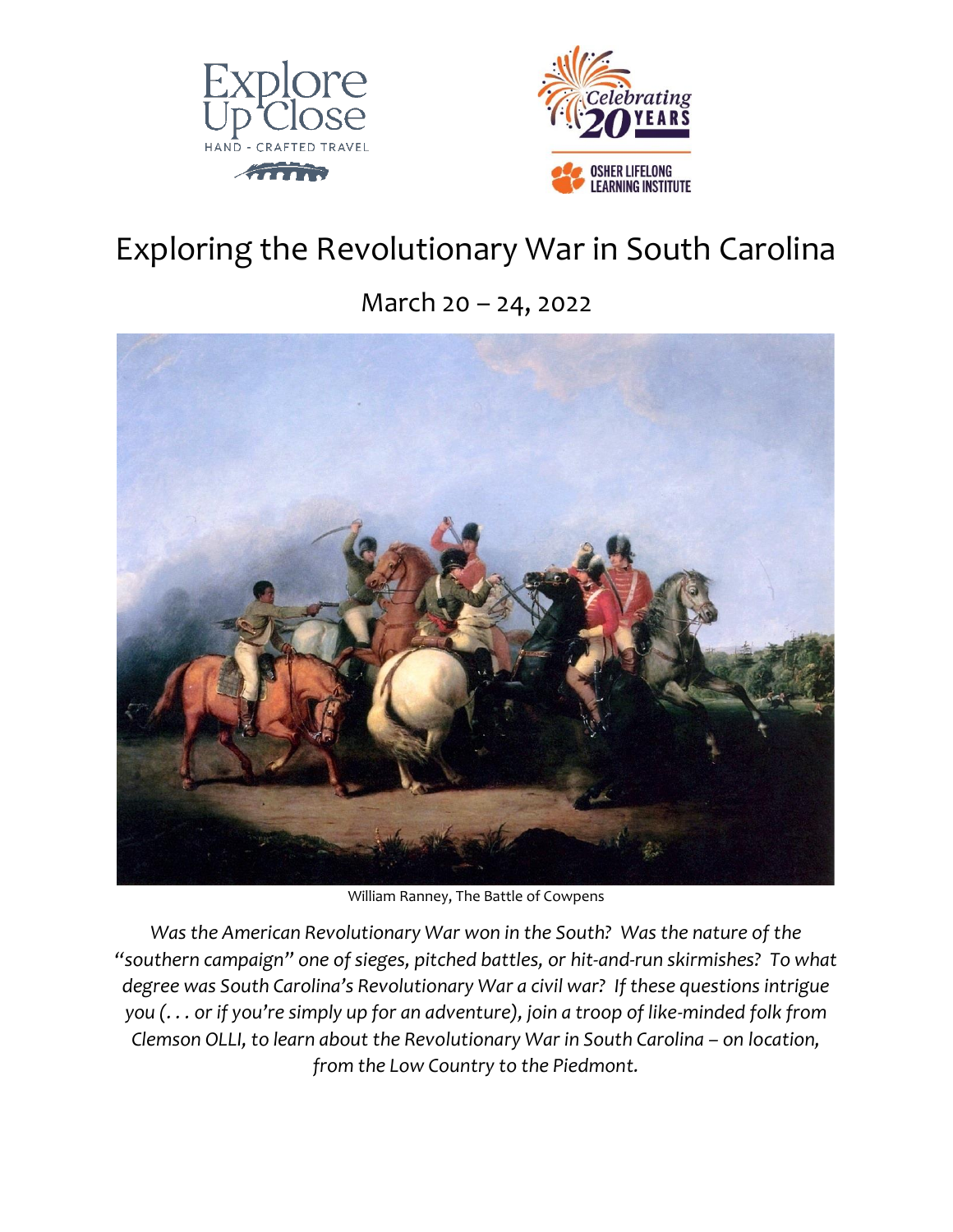# Exploring the Revolutionary War in South Carolina

March 20 – 24, 2022

William Ranney, The Battle of Cowpens

*Was the American Revolutionary War won in the South? Was the nature of the "southern campaign" one of sieges, pitched battles, or hit-and-run skirmishes? To what degree was South Carolina's Revolutionary War a civil war? If these questions intrigue you (. . . or if you're simply up for an adventure), join a troop of like-minded folk from Clemson OLLI, to learn about the Revolutionary War in South Carolina – on location, from the Low Country to the Piedmont.*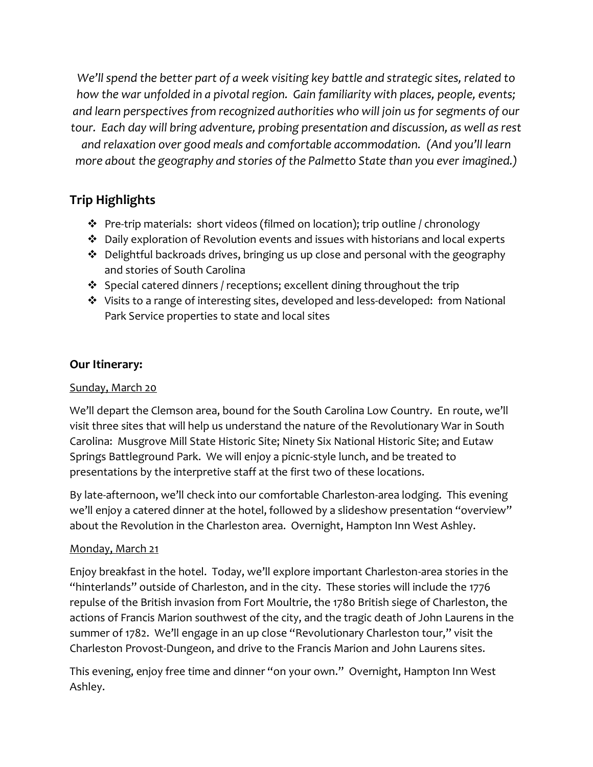*We'll spend the better part of a week visiting key battle and strategic sites, related to how the war unfolded in a pivotal region. Gain familiarity with places, people, events; and learn perspectives from recognized authorities who will join us for segments of our tour. Each day will bring adventure, probing presentation and discussion, as well as rest and relaxation over good meals and comfortable accommodation. (And you'll learn more about the geography and stories of the Palmetto State than you ever imagined.)*

## Trip Highlights

- Pre-trip materials: short videos (filmed on location); trip outline / chronology
- Daily exploration of Revolution events and issues with historians and local experts
- Delightful backroads drives, bringing us up close and personal with the geography and stories of South Carolina
- Special catered dinners / receptions; excellent dining throughout the trip
- Visits to a range of interesting sites, developed and less-developed: from National Park Service properties to state and local sites

### Our Itinerary:

<u>Sunday, March 20</u>

We'll depart the Clemson area, bound for the South Carolina Low Country. En route, we'll visit three sites that will help us understand the nature of the Revolutionary War in South Carolina: Musgrove Mill State Historic Site; Ninety Six National Historic Site; and Eutaw Springs Battleground Park. We will enjoy a picnic-style lunch, and be treated to presentations by the interpretive staff at the first two of these locations.

By late-afternoon, we'll check into our comfortable Charleston-area lodging. This evening we'll enjoy a catered dinner at the hotel, followed by a slideshow presentation "overview" about the Revolution in the Charleston area. Overnight, Hampton Inn West Ashley.

<u>Monday, March 21</u>

Enjoy breakfast in the hotel. Today, we'll explore important Charleston-area stories in the "hinterlands" outside of Charleston, and in the city. These stories will include the 1776 repulse of the British invasion from Fort Moultrie, the 1780 British siege of Charleston, the actions of Francis Marion southwest of the city, and the tragic death of John Laurens in the summer of 1782. We'll engage in an up close "Revolutionary Charleston tour," visit the Charleston Provost-Dungeon, and drive to the Francis Marion and John Laurens sites.

This evening, enjoy free time and dinner "on your own." Overnight, Hampton Inn West Ashley.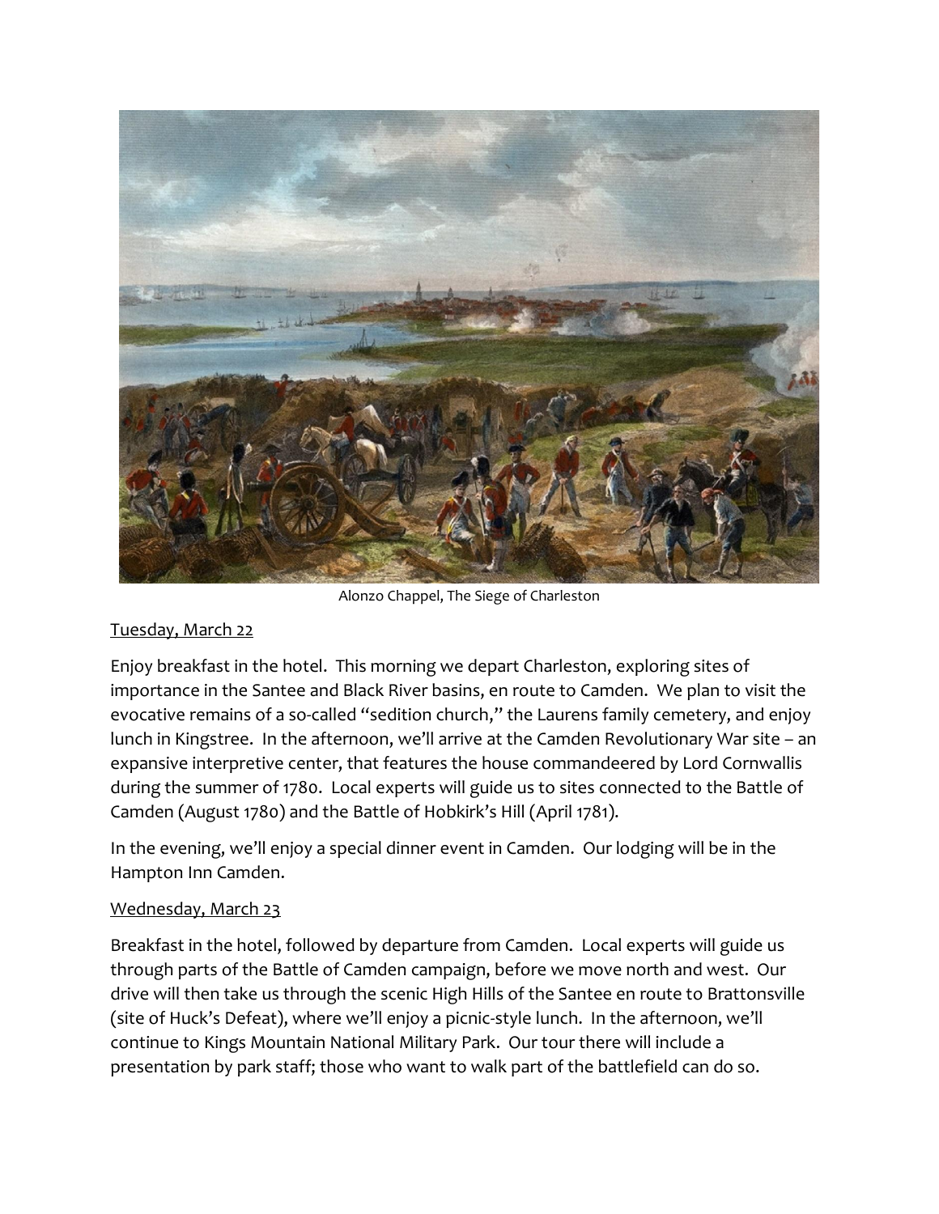Alonzo Chappel, The Siege of Charleston

Tuesday, March 22

Enjoy breakfast in the hotel. This morning we depart Charleston, exploring sites of importance in the Santee and Black River basins, en route to Camden. We plan to visit the evocative remains of a so-called "sedition church," the Laurens family cemetery, and enjoy lunch in Kingstree. In the afternoon, we'll arrive at the Camden Revolutionary War site – an expansive interpretive center, that features the house commandeered by Lord Cornwallis during the summer of 1780. Local experts will guide us to sites connected to the Battle of Camden (August 1780) and the Battle of Hobkirk's Hill (April 1781).

In the evening, we'll enjoy a special dinner event in Camden. Our lodging will be in the Hampton Inn Camden.

Wednesday, March 23

Breakfast in the hotel, followed by departure from Camden. Local experts will guide us through parts of the Battle of Camden campaign, before we move north and west. Our drive will then take us through the scenic High Hills of the Santee en route to Brattonsville (site of Huck's Defeat), where we'll enjoy a picnic-style lunch. In the afternoon, we'll continue to Kings Mountain National Military Park. Our tour there will include a presentation by park staff; those who want to walk part of the battlefield can do so.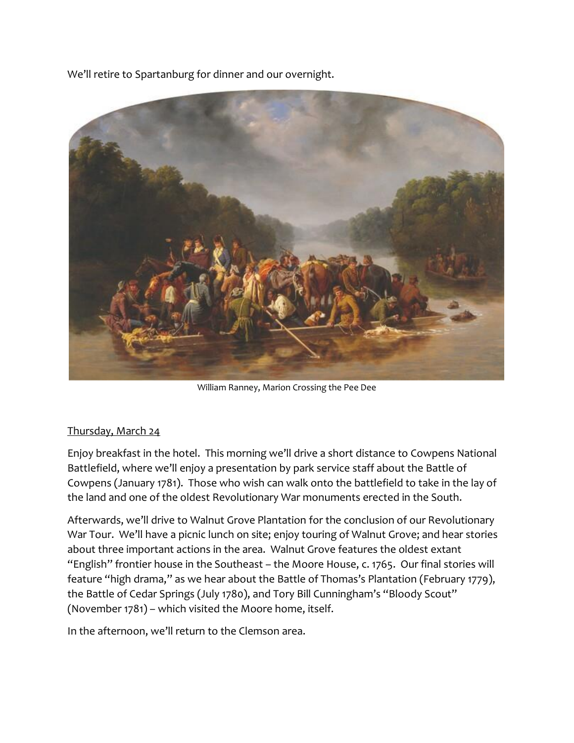We'll retire to Spartanburg for dinner and our overnight.

William Ranney, Marion Crossing the Pee Dee

Thursday, March 24

Enjoy breakfast in the hotel. This morning we'll drive a short distance to Cowpens National Battlefield, where we'll enjoy a presentation by park service staff about the Battle of Cowpens (January 1781). Those who wish can walk onto the battlefield to take in the lay of the land and one of the oldest Revolutionary War monuments erected in the South.

Afterwards, we'll drive to Walnut Grove Plantation for the conclusion of our Revolutionary War Tour. We'll have a picnic lunch on site; enjoy touring of Walnut Grove; and hear stories about three important actions in the area. Walnut Grove features the oldest extant "English" frontier house in the Southeast – the Moore House, c. 1765. Our final stories will feature "high drama," as we hear about the Battle of Thomas's Plantation (February 1779), the Battle of Cedar Springs (July 1780), and Tory Bill Cunningham's "Bloody Scout" (November 1781) – which visited the Moore home, itself.

In the afternoon, we'll return to the Clemson area.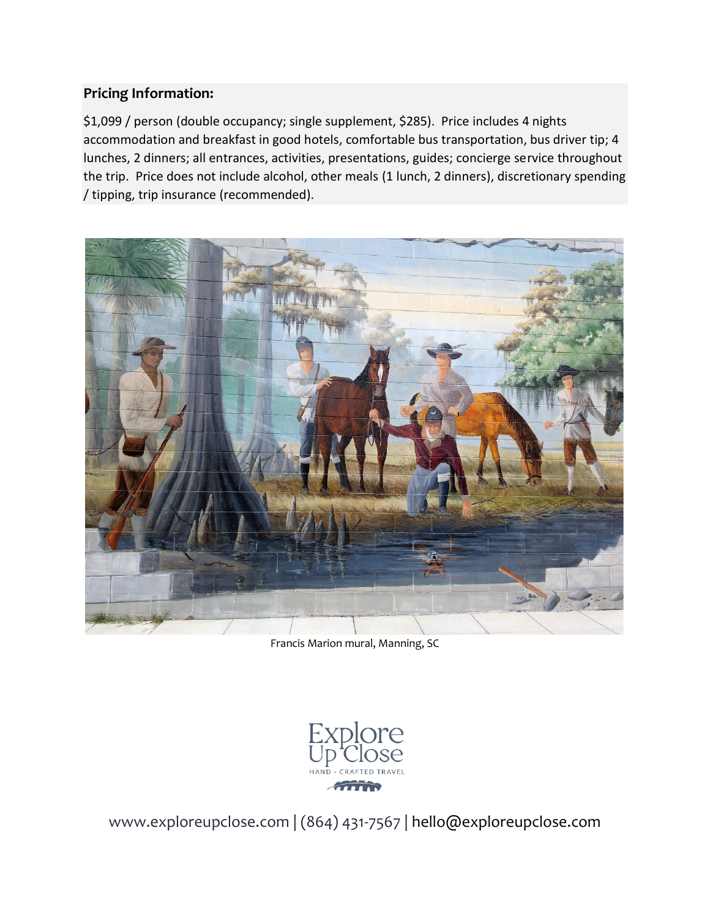**Pricing Information:**

$1,099 / person (double occupancy; single supplement, $285). Price includes 4 nights accommodation and breakfast in good hotels, comfortable bus transportation, bus driver tip; 4 lunches, 2 dinners; all entrances, activities, presentations, guides; concierge service throughout the trip. Price does not include alcohol, other meals (1 lunch, 2 dinners), discretionary spending / tipping, trip insurance (recommended).

Francis Marion mural, Manning, SC

Explore Up Close
HAND - CRAFTED TRAVEL

www.exploreupclose.com | (864) 431-7567 | hello@exploreupclose.com